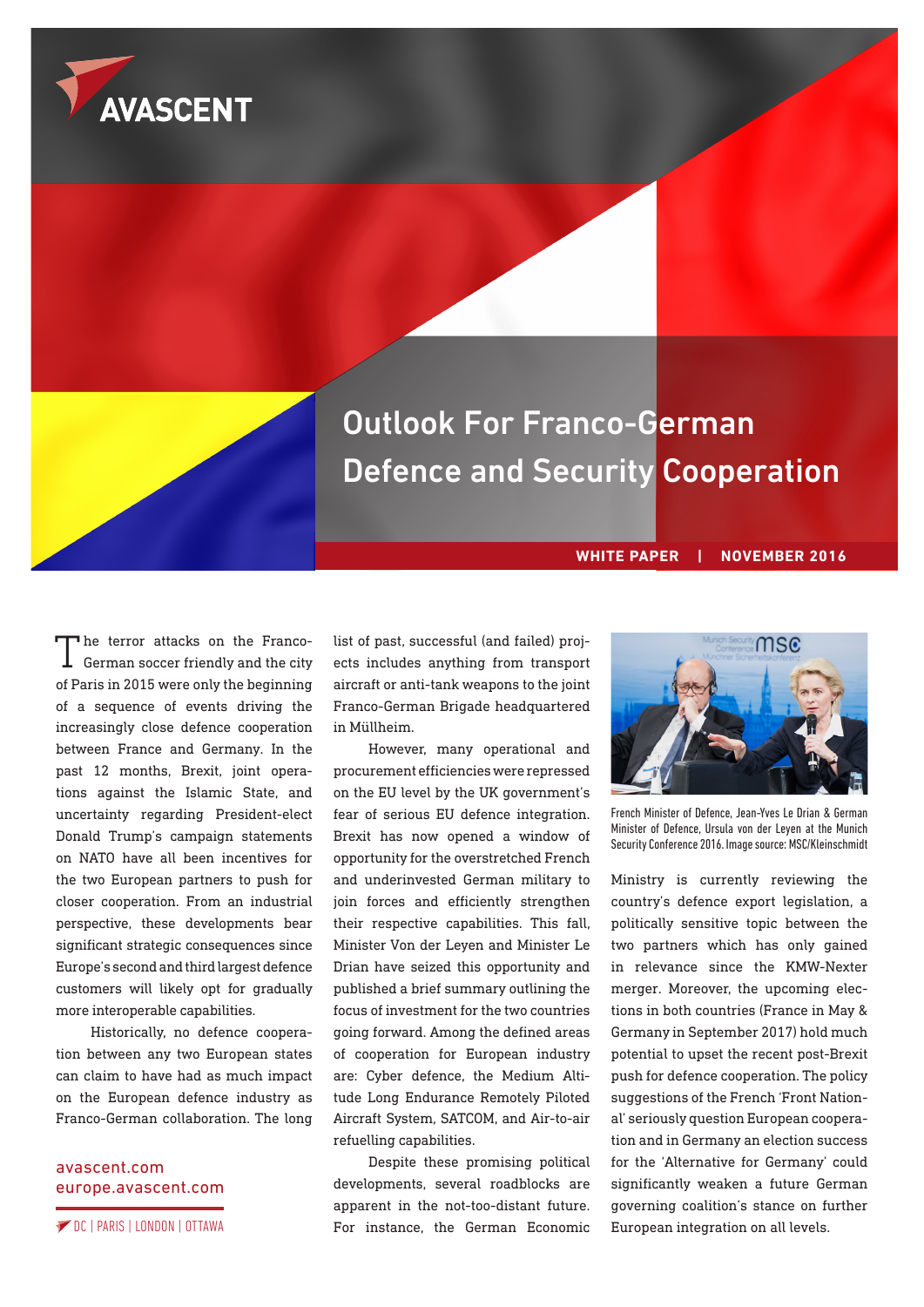AVASCENT

# Outlook For Franco-German Defence and Security Cooperation

**WHITE PAPER | NOVEMBER 2016**

The terror attacks on the Franco-German soccer friendly and the city of Paris in 2015 were only the beginning of a sequence of events driving the increasingly close defence cooperation between France and Germany. In the past 12 months, Brexit, joint operations against the Islamic State, and uncertainty regarding President-elect Donald Trump's campaign statements on NATO have all been incentives for the two European partners to push for closer cooperation. From an industrial perspective, these developments bear significant strategic consequences since Europe's second and third largest defence customers will likely opt for gradually more interoperable capabilities.

Historically, no defence cooperation between any two European states can claim to have had as much impact on the European defence industry as Franco-German collaboration. The long list of past, successful (and failed) projects includes anything from transport aircraft or anti-tank weapons to the joint Franco-German Brigade headquartered in Müllheim.

However, many operational and procurement efficiencies were repressed on the EU level by the UK government's fear of serious EU defence integration. Brexit has now opened a window of opportunity for the overstretched French and underinvested German military to join forces and efficiently strengthen their respective capabilities. This fall, Minister Von der Leyen and Minister Le Drian have seized this opportunity and published a brief summary outlining the focus of investment for the two countries going forward. Among the defined areas of cooperation for European industry are: Cyber defence, the Medium Altitude Long Endurance Remotely Piloted Aircraft System, SATCOM, and Air-to-air refuelling capabilities.

Despite these promising political developments, several roadblocks are apparent in the not-too-distant future. For instance, the German Economic Ministry is currently reviewing the country's defence export legislation, a politically sensitive topic between the two partners which has only gained in relevance since the KMW-Nexter merger. Moreover, the upcoming elections in both countries (France in May & Germany in September 2017) hold much potential to upset the recent post-Brexit push for defence cooperation. The policy suggestions of the French 'Front National' seriously question European cooperation and in Germany an election success for the 'Alternative for Germany' could significantly weaken a future German governing coalition's stance on further European integration on all levels.

French Minister of Defence, Jean-Yves Le Drian & German Minister of Defence, Ursula von der Leyen at the Munich Security Conference 2016. Image source: MSC/Kleinschmidt

avascent.com
europe.avascent.com

DC | PARIS | LONDON | OTTAWA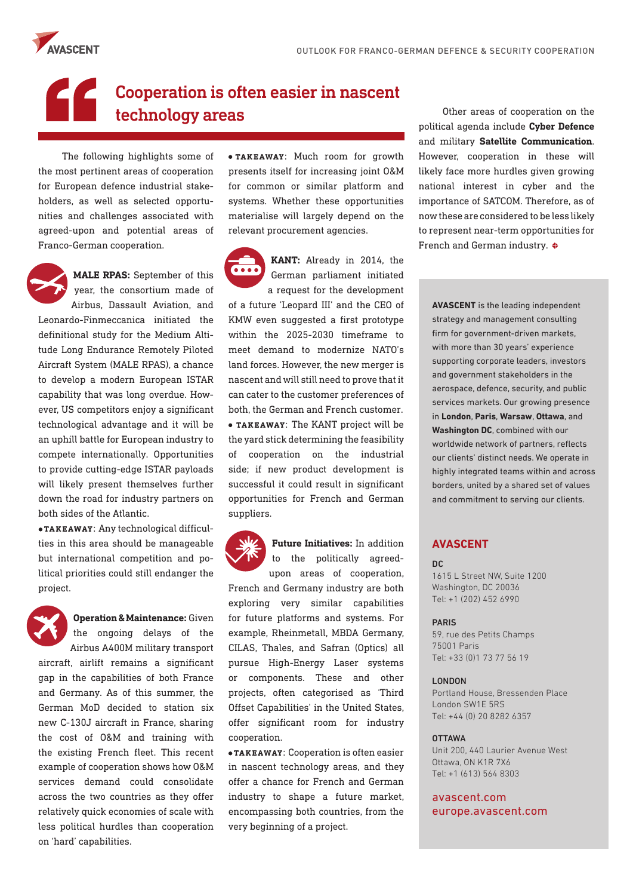# Cooperation is often easier in nascent technology areas

The following highlights some of the most pertinent areas of cooperation for European defence industrial stakeholders, as well as selected opportunities and challenges associated with agreed-upon and potential areas of Franco-German cooperation.

**MALE RPAS:** September of this year, the consortium made of Airbus, Dassault Aviation, and Leonardo-Finmeccanica initiated the definitional study for the Medium Altitude Long Endurance Remotely Piloted Aircraft System (MALE RPAS), a chance to develop a modern European ISTAR capability that was long overdue. However, US competitors enjoy a significant technological advantage and it will be an uphill battle for European industry to compete internationally. Opportunities to provide cutting-edge ISTAR payloads will likely present themselves further down the road for industry partners on both sides of the Atlantic.

• **TAKEAWAY**: Any technological difficulties in this area should be manageable but international competition and political priorities could still endanger the project.

**Operation & Maintenance:** Given the ongoing delays of the Airbus A400M military transport aircraft, airlift remains a significant gap in the capabilities of both France and Germany. As of this summer, the German MoD decided to station six new C-130J aircraft in France, sharing the cost of O&M and training with the existing French fleet. This recent example of cooperation shows how O&M services demand could consolidate across the two countries as they offer relatively quick economies of scale with less political hurdles than cooperation on 'hard' capabilities.

• **TAKEAWAY**: Much room for growth presents itself for increasing joint O&M for common or similar platform and systems. Whether these opportunities materialise will largely depend on the relevant procurement agencies.

**KANT:** Already in 2014, the German parliament initiated a request for the development of a future 'Leopard III' and the CEO of KMW even suggested a first prototype within the 2025-2030 timeframe to meet demand to modernize NATO's land forces. However, the new merger is nascent and will still need to prove that it can cater to the customer preferences of both, the German and French customer.

• **TAKEAWAY**: The KANT project will be the yard stick determining the feasibility of cooperation on the industrial side; if new product development is successful it could result in significant opportunities for French and German suppliers.

**Future Initiatives:** In addition to the politically agreed-upon areas of cooperation, French and Germany industry are both exploring very similar capabilities for future platforms and systems. For example, Rheinmetall, MBDA Germany, CILAS, Thales, and Safran (Optics) all pursue High-Energy Laser systems or components. These and other projects, often categorised as 'Third Offset Capabilities' in the United States, offer significant room for industry cooperation.

• **TAKEAWAY**: Cooperation is often easier in nascent technology areas, and they offer a chance for French and German industry to shape a future market, encompassing both countries, from the very beginning of a project.

Other areas of cooperation on the political agenda include **Cyber Defence** and military **Satellite Communication**. However, cooperation in these will likely face more hurdles given growing national interest in cyber and the importance of SATCOM. Therefore, as of now these are considered to be less likely to represent near-term opportunities for French and German industry.

**AVASCENT** is the leading independent strategy and management consulting firm for government-driven markets, with more than 30 years' experience supporting corporate leaders, investors and government stakeholders in the aerospace, defence, security, and public services markets. Our growing presence in **London**, **Paris**, **Warsaw**, **Ottawa**, and **Washington DC**, combined with our worldwide network of partners, reflects our clients' distinct needs. We operate in highly integrated teams within and across borders, united by a shared set of values and commitment to serving our clients.

## AVASCENT

**DC**
1615 L Street NW, Suite 1200
Washington, DC 20036
Tel: +1 (202) 452 6990

**PARIS**
59, rue des Petits Champs
75001 Paris
Tel: +33 (0)1 73 77 56 19

**LONDON**
Portland House, Bressenden Place
London SW1E 5RS
Tel: +44 (0) 20 8282 6357

**OTTAWA**
Unit 200, 440 Laurier Avenue West
Ottawa, ON K1R 7X6
Tel: +1 (613) 564 8303

avascent.com
europe.avascent.com